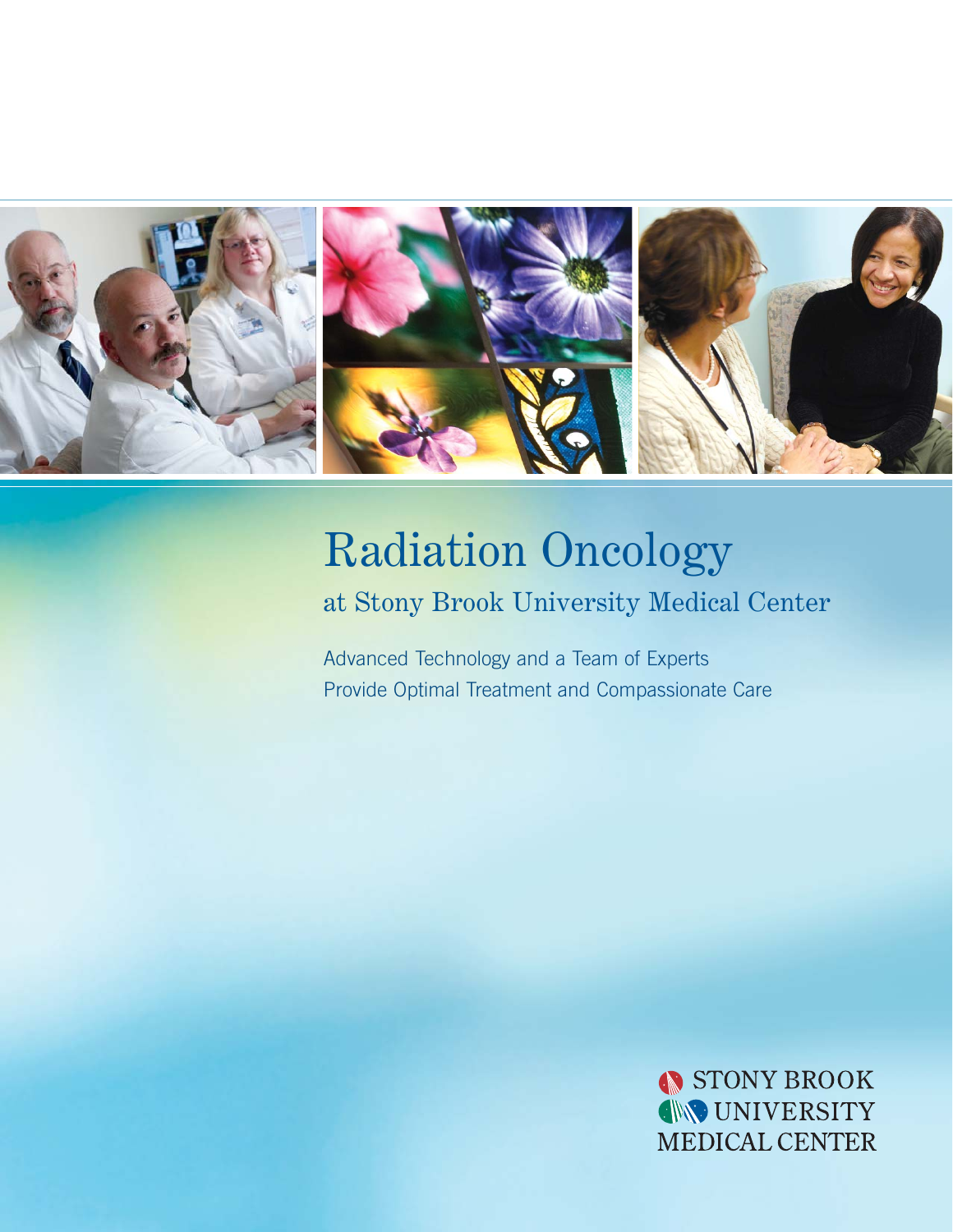# Radiation Oncology

## at Stony Brook University Medical Center

Advanced Technology and a Team of Experts
Provide Optimal Treatment and Compassionate Care

STONY BROOK
UNIVERSITY
MEDICAL CENTER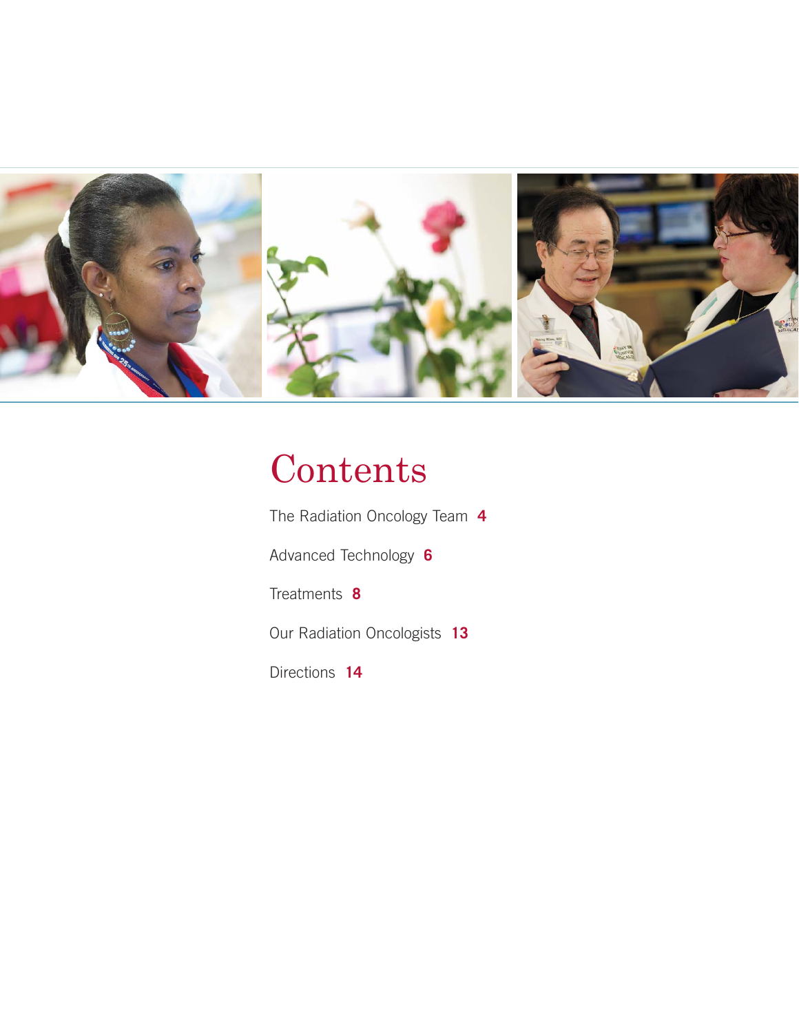# Contents

The Radiation Oncology Team **4**

Advanced Technology **6**

Treatments **8**

Our Radiation Oncologists **13**

Directions **14**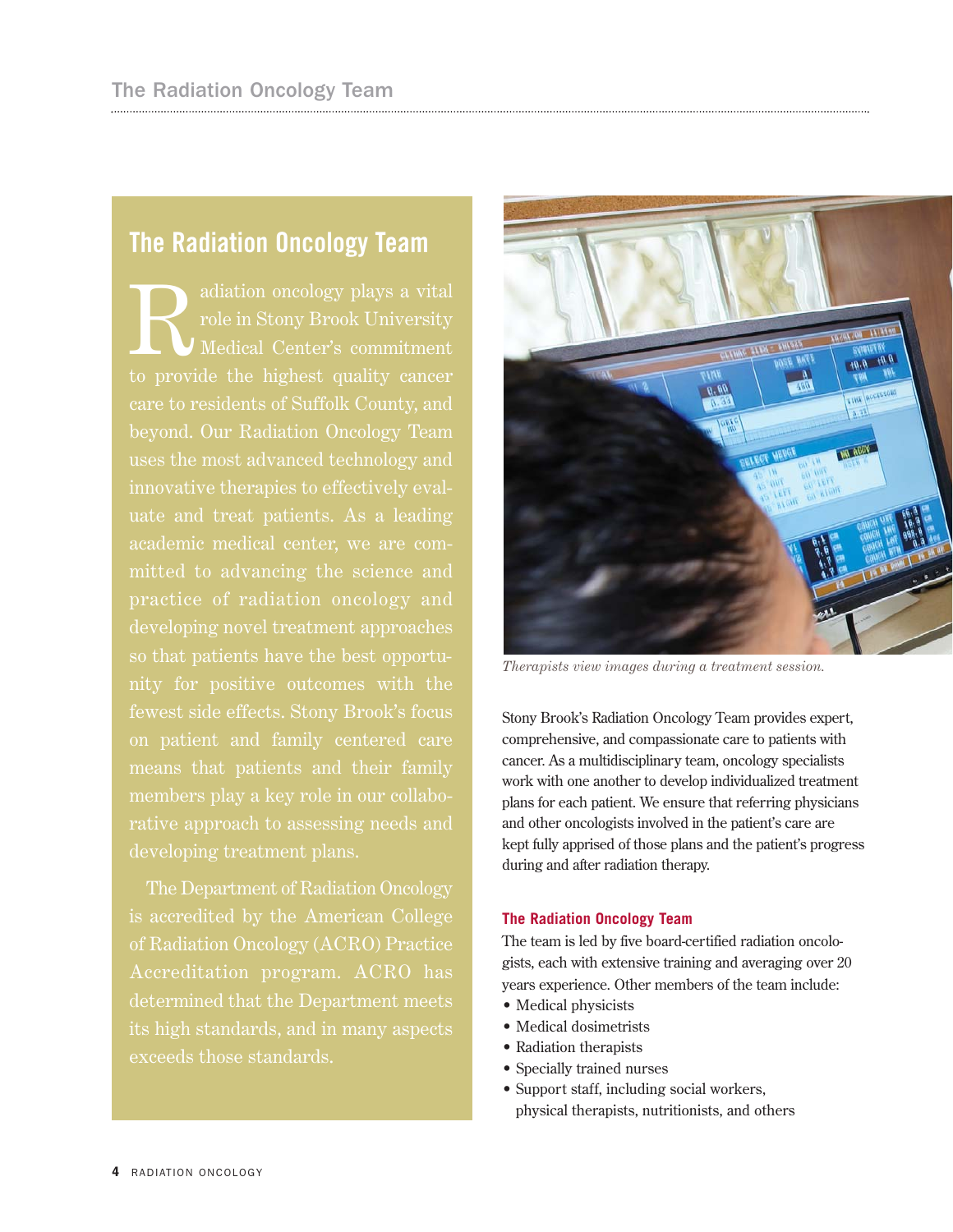## The Radiation Oncology Team

Radiation oncology plays a vital role in Stony Brook University Medical Center's commitment to provide the highest quality cancer care to residents of Suffolk County, and beyond. Our Radiation Oncology Team uses the most advanced technology and innovative therapies to effectively evaluate and treat patients. As a leading academic medical center, we are committed to advancing the science and practice of radiation oncology and developing novel treatment approaches so that patients have the best opportunity for positive outcomes with the fewest side effects. Stony Brook's focus on patient and family centered care means that patients and their family members play a key role in our collaborative approach to assessing needs and developing treatment plans.

The Department of Radiation Oncology is accredited by the American College of Radiation Oncology (ACRO) Practice Accreditation program. ACRO has determined that the Department meets its high standards, and in many aspects exceeds those standards.

*Therapists view images during a treatment session.*

Stony Brook's Radiation Oncology Team provides expert, comprehensive, and compassionate care to patients with cancer. As a multidisciplinary team, oncology specialists work with one another to develop individualized treatment plans for each patient. We ensure that referring physicians and other oncologists involved in the patient's care are kept fully apprised of those plans and the patient's progress during and after radiation therapy.

### The Radiation Oncology Team

The team is led by five board-certified radiation oncologists, each with extensive training and averaging over 20 years experience. Other members of the team include:

- Medical physicists
- Medical dosimetrists
- Radiation therapists
- Specially trained nurses
- Support staff, including social workers, physical therapists, nutritionists, and others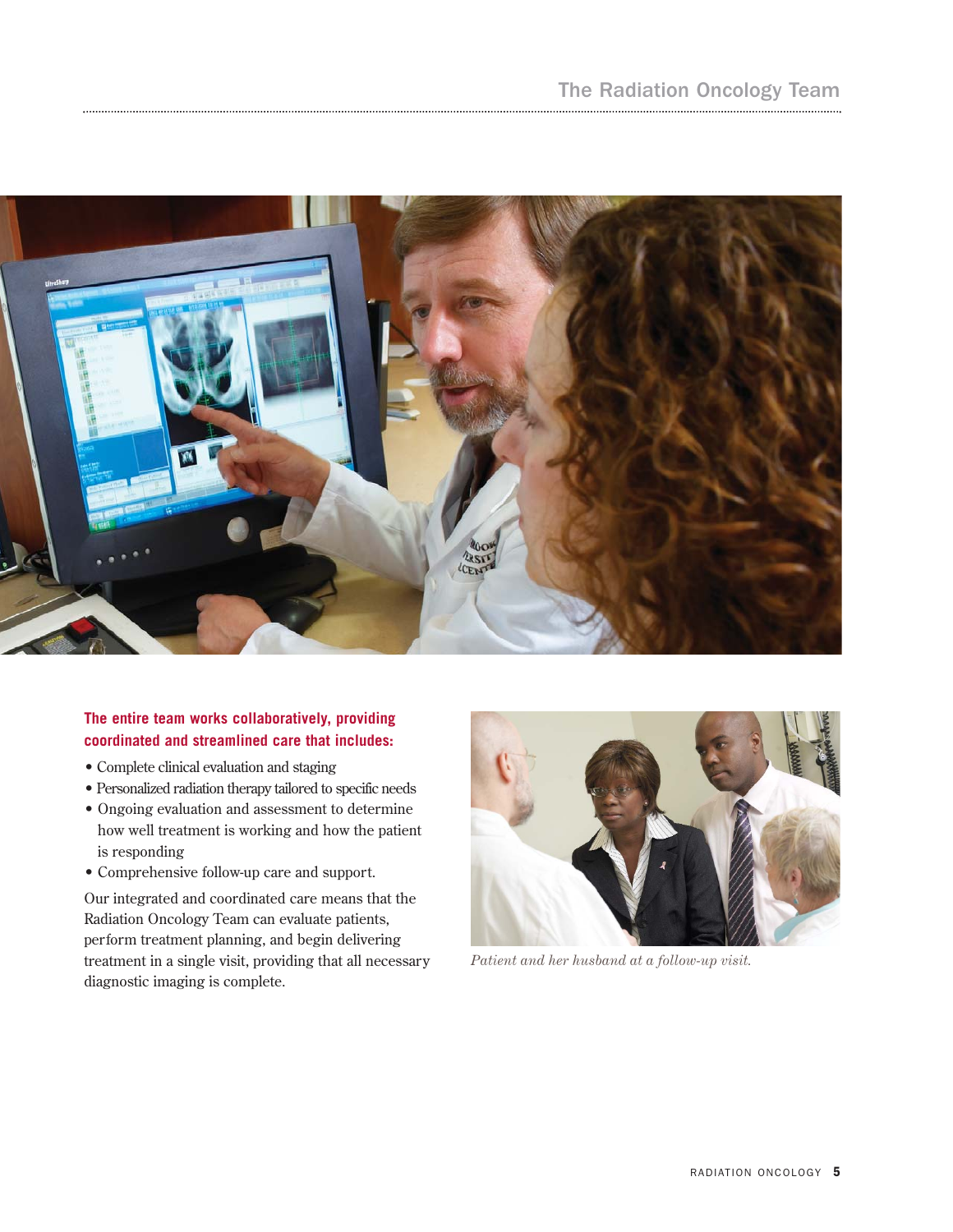**The entire team works collaboratively, providing coordinated and streamlined care that includes:**

- Complete clinical evaluation and staging
- Personalized radiation therapy tailored to specific needs
- Ongoing evaluation and assessment to determine how well treatment is working and how the patient is responding
- Comprehensive follow-up care and support.

Our integrated and coordinated care means that the Radiation Oncology Team can evaluate patients, perform treatment planning, and begin delivering treatment in a single visit, providing that all necessary diagnostic imaging is complete.

*Patient and her husband at a follow-up visit.*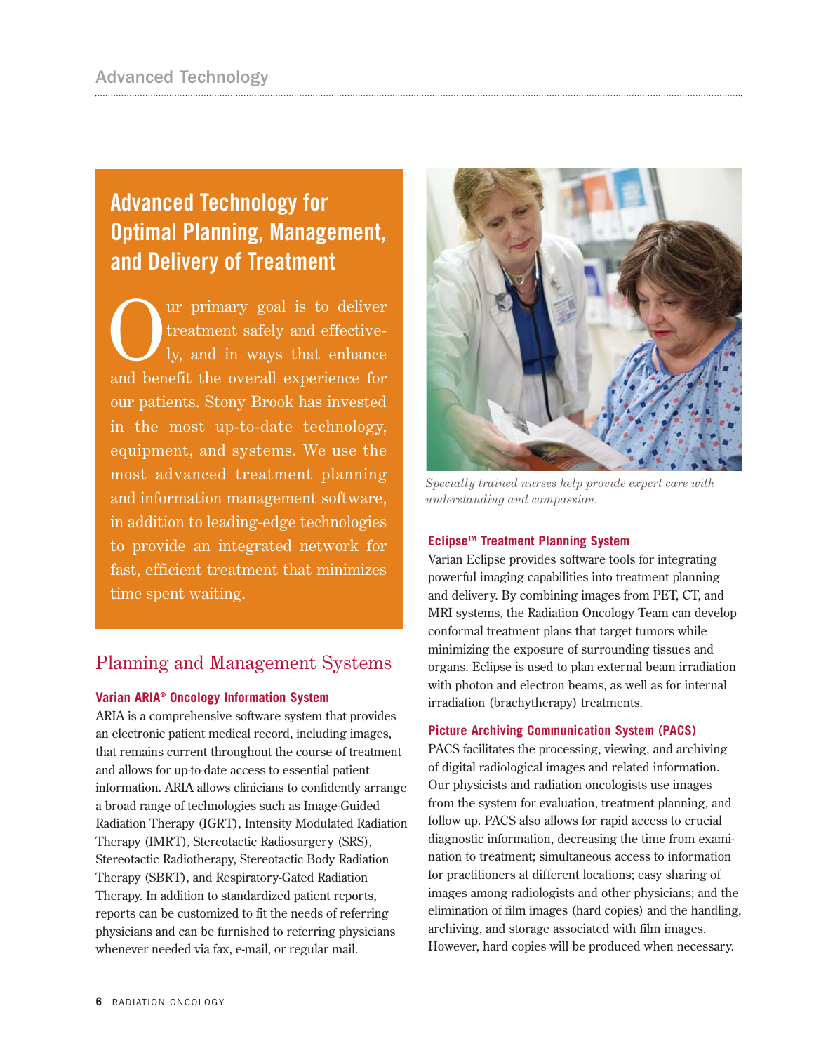# Advanced Technology for Optimal Planning, Management, and Delivery of Treatment

Our primary goal is to deliver treatment safely and effectively, and in ways that enhance and benefit the overall experience for our patients. Stony Brook has invested in the most up-to-date technology, equipment, and systems. We use the most advanced treatment planning and information management software, in addition to leading-edge technologies to provide an integrated network for fast, efficient treatment that minimizes time spent waiting.

*Specially trained nurses help provide expert care with understanding and compassion.*

## Planning and Management Systems

### Varian ARIA® Oncology Information System

ARIA is a comprehensive software system that provides an electronic patient medical record, including images, that remains current throughout the course of treatment and allows for up-to-date access to essential patient information. ARIA allows clinicians to confidently arrange a broad range of technologies such as Image-Guided Radiation Therapy (IGRT), Intensity Modulated Radiation Therapy (IMRT), Stereotactic Radiosurgery (SRS), Stereotactic Radiotherapy, Stereotactic Body Radiation Therapy (SBRT), and Respiratory-Gated Radiation Therapy. In addition to standardized patient reports, reports can be customized to fit the needs of referring physicians and can be furnished to referring physicians whenever needed via fax, e-mail, or regular mail.

### Eclipse™ Treatment Planning System

Varian Eclipse provides software tools for integrating powerful imaging capabilities into treatment planning and delivery. By combining images from PET, CT, and MRI systems, the Radiation Oncology Team can develop conformal treatment plans that target tumors while minimizing the exposure of surrounding tissues and organs. Eclipse is used to plan external beam irradiation with photon and electron beams, as well as for internal irradiation (brachytherapy) treatments.

### Picture Archiving Communication System (PACS)

PACS facilitates the processing, viewing, and archiving of digital radiological images and related information. Our physicists and radiation oncologists use images from the system for evaluation, treatment planning, and follow up. PACS also allows for rapid access to crucial diagnostic information, decreasing the time from examination to treatment; simultaneous access to information for practitioners at different locations; easy sharing of images among radiologists and other physicians; and the elimination of film images (hard copies) and the handling, archiving, and storage associated with film images. However, hard copies will be produced when necessary.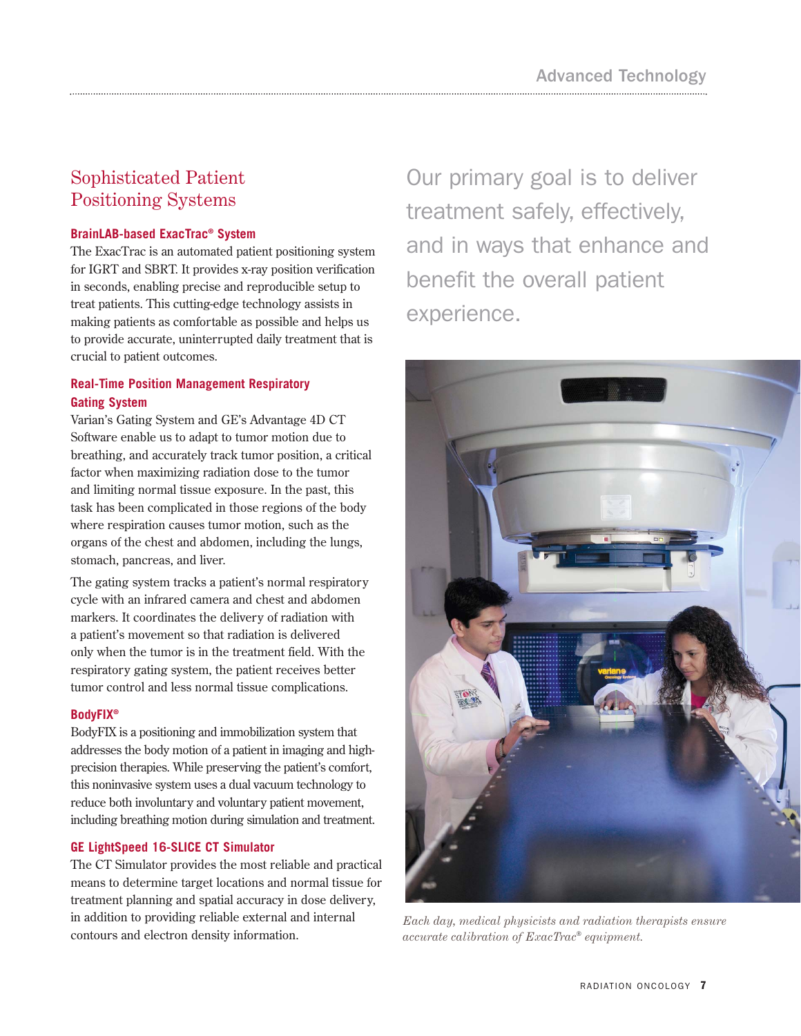## Sophisticated Patient Positioning Systems

### BrainLAB-based ExacTrac® System

The ExacTrac is an automated patient positioning system for IGRT and SBRT. It provides x-ray position verification in seconds, enabling precise and reproducible setup to treat patients. This cutting-edge technology assists in making patients as comfortable as possible and helps us to provide accurate, uninterrupted daily treatment that is crucial to patient outcomes.

### Real-Time Position Management Respiratory Gating System

Varian's Gating System and GE's Advantage 4D CT Software enable us to adapt to tumor motion due to breathing, and accurately track tumor position, a critical factor when maximizing radiation dose to the tumor and limiting normal tissue exposure. In the past, this task has been complicated in those regions of the body where respiration causes tumor motion, such as the organs of the chest and abdomen, including the lungs, stomach, pancreas, and liver.

The gating system tracks a patient's normal respiratory cycle with an infrared camera and chest and abdomen markers. It coordinates the delivery of radiation with a patient's movement so that radiation is delivered only when the tumor is in the treatment field. With the respiratory gating system, the patient receives better tumor control and less normal tissue complications.

### BodyFIX®

BodyFIX is a positioning and immobilization system that addresses the body motion of a patient in imaging and high-precision therapies. While preserving the patient's comfort, this noninvasive system uses a dual vacuum technology to reduce both involuntary and voluntary patient movement, including breathing motion during simulation and treatment.

### GE LightSpeed 16-SLICE CT Simulator

The CT Simulator provides the most reliable and practical means to determine target locations and normal tissue for treatment planning and spatial accuracy in dose delivery, in addition to providing reliable external and internal contours and electron density information.

Our primary goal is to deliver treatment safely, effectively, and in ways that enhance and benefit the overall patient experience.

*Each day, medical physicists and radiation therapists ensure accurate calibration of ExacTrac® equipment.*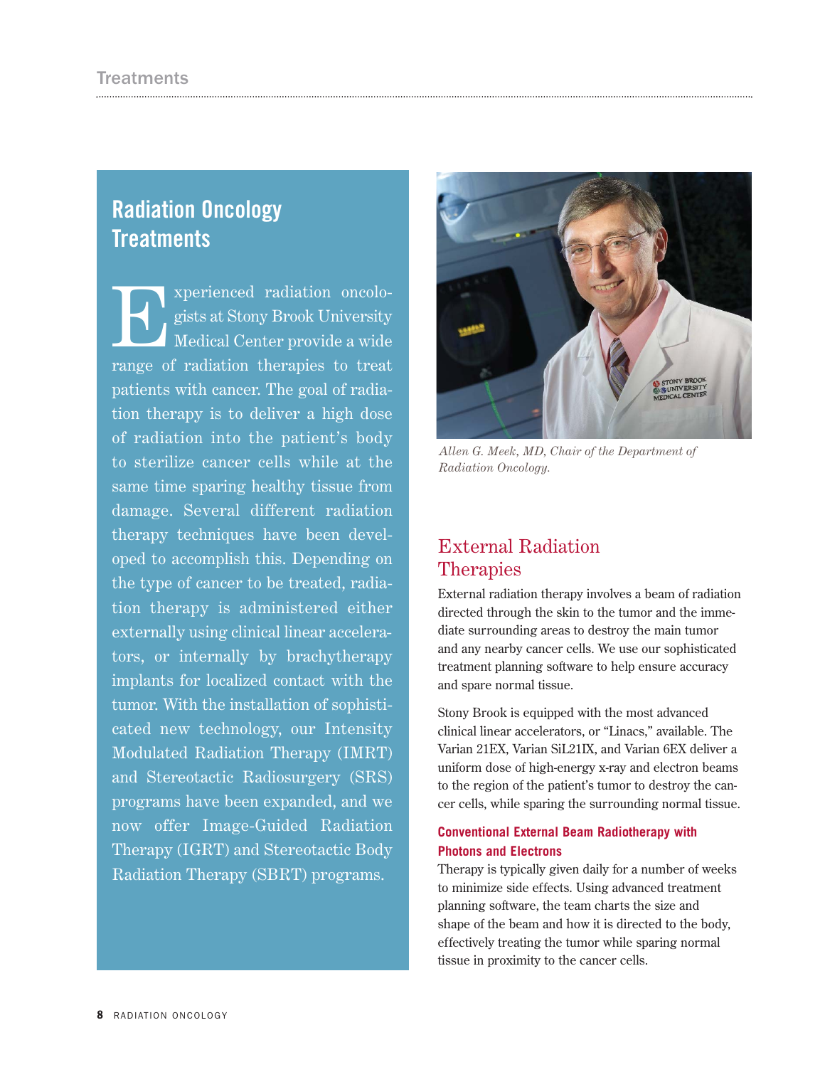## Radiation Oncology Treatments

Experienced radiation oncologists at Stony Brook University Medical Center provide a wide range of radiation therapies to treat patients with cancer. The goal of radiation therapy is to deliver a high dose of radiation into the patient's body to sterilize cancer cells while at the same time sparing healthy tissue from damage. Several different radiation therapy techniques have been developed to accomplish this. Depending on the type of cancer to be treated, radiation therapy is administered either externally using clinical linear accelerators, or internally by brachytherapy implants for localized contact with the tumor. With the installation of sophisticated new technology, our Intensity Modulated Radiation Therapy (IMRT) and Stereotactic Radiosurgery (SRS) programs have been expanded, and we now offer Image-Guided Radiation Therapy (IGRT) and Stereotactic Body Radiation Therapy (SBRT) programs.

*Allen G. Meek, MD, Chair of the Department of Radiation Oncology.*

## External Radiation Therapies

External radiation therapy involves a beam of radiation directed through the skin to the tumor and the immediate surrounding areas to destroy the main tumor and any nearby cancer cells. We use our sophisticated treatment planning software to help ensure accuracy and spare normal tissue.

Stony Brook is equipped with the most advanced clinical linear accelerators, or "Linacs," available. The Varian 21EX, Varian SiL21IX, and Varian 6EX deliver a uniform dose of high-energy x-ray and electron beams to the region of the patient's tumor to destroy the cancer cells, while sparing the surrounding normal tissue.

### Conventional External Beam Radiotherapy with Photons and Electrons

Therapy is typically given daily for a number of weeks to minimize side effects. Using advanced treatment planning software, the team charts the size and shape of the beam and how it is directed to the body, effectively treating the tumor while sparing normal tissue in proximity to the cancer cells.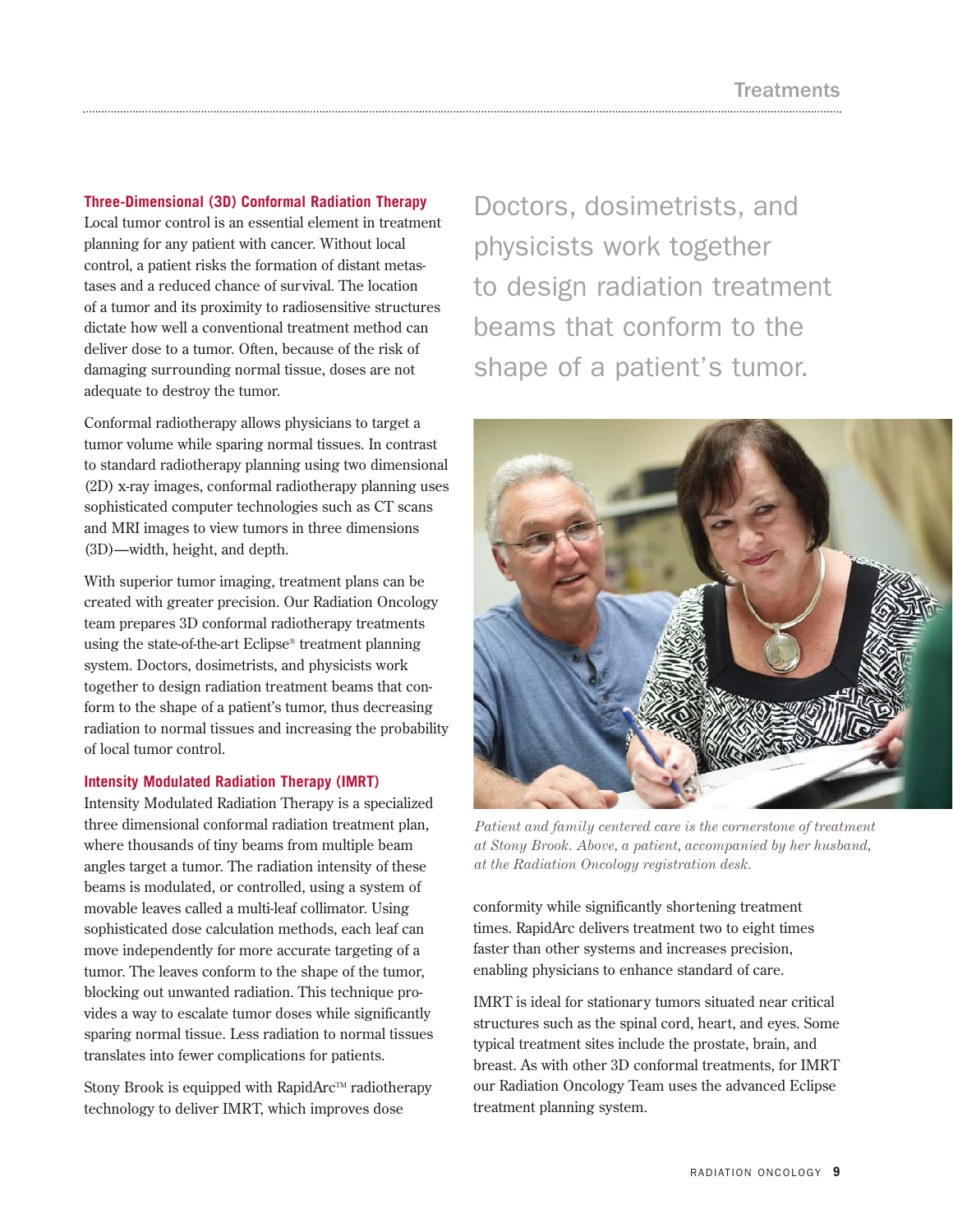### Three-Dimensional (3D) Conformal Radiation Therapy

Local tumor control is an essential element in treatment planning for any patient with cancer. Without local control, a patient risks the formation of distant metastases and a reduced chance of survival. The location of a tumor and its proximity to radiosensitive structures dictate how well a conventional treatment method can deliver dose to a tumor. Often, because of the risk of damaging surrounding normal tissue, doses are not adequate to destroy the tumor.

Conformal radiotherapy allows physicians to target a tumor volume while sparing normal tissues. In contrast to standard radiotherapy planning using two dimensional (2D) x-ray images, conformal radiotherapy planning uses sophisticated computer technologies such as CT scans and MRI images to view tumors in three dimensions (3D)—width, height, and depth.

With superior tumor imaging, treatment plans can be created with greater precision. Our Radiation Oncology team prepares 3D conformal radiotherapy treatments using the state-of-the-art Eclipse® treatment planning system. Doctors, dosimetrists, and physicists work together to design radiation treatment beams that conform to the shape of a patient's tumor, thus decreasing radiation to normal tissues and increasing the probability of local tumor control.

### Intensity Modulated Radiation Therapy (IMRT)

Intensity Modulated Radiation Therapy is a specialized three dimensional conformal radiation treatment plan, where thousands of tiny beams from multiple beam angles target a tumor. The radiation intensity of these beams is modulated, or controlled, using a system of movable leaves called a multi-leaf collimator. Using sophisticated dose calculation methods, each leaf can move independently for more accurate targeting of a tumor. The leaves conform to the shape of the tumor, blocking out unwanted radiation. This technique provides a way to escalate tumor doses while significantly sparing normal tissue. Less radiation to normal tissues translates into fewer complications for patients.

Stony Brook is equipped with RapidArc™ radiotherapy technology to deliver IMRT, which improves dose conformity while significantly shortening treatment times. RapidArc delivers treatment two to eight times faster than other systems and increases precision, enabling physicians to enhance standard of care.

IMRT is ideal for stationary tumors situated near critical structures such as the spinal cord, heart, and eyes. Some typical treatment sites include the prostate, brain, and breast. As with other 3D conformal treatments, for IMRT our Radiation Oncology Team uses the advanced Eclipse treatment planning system.

> Doctors, dosimetrists, and physicists work together to design radiation treatment beams that conform to the shape of a patient's tumor.

*Patient and family centered care is the cornerstone of treatment at Stony Brook. Above, a patient, accompanied by her husband, at the Radiation Oncology registration desk.*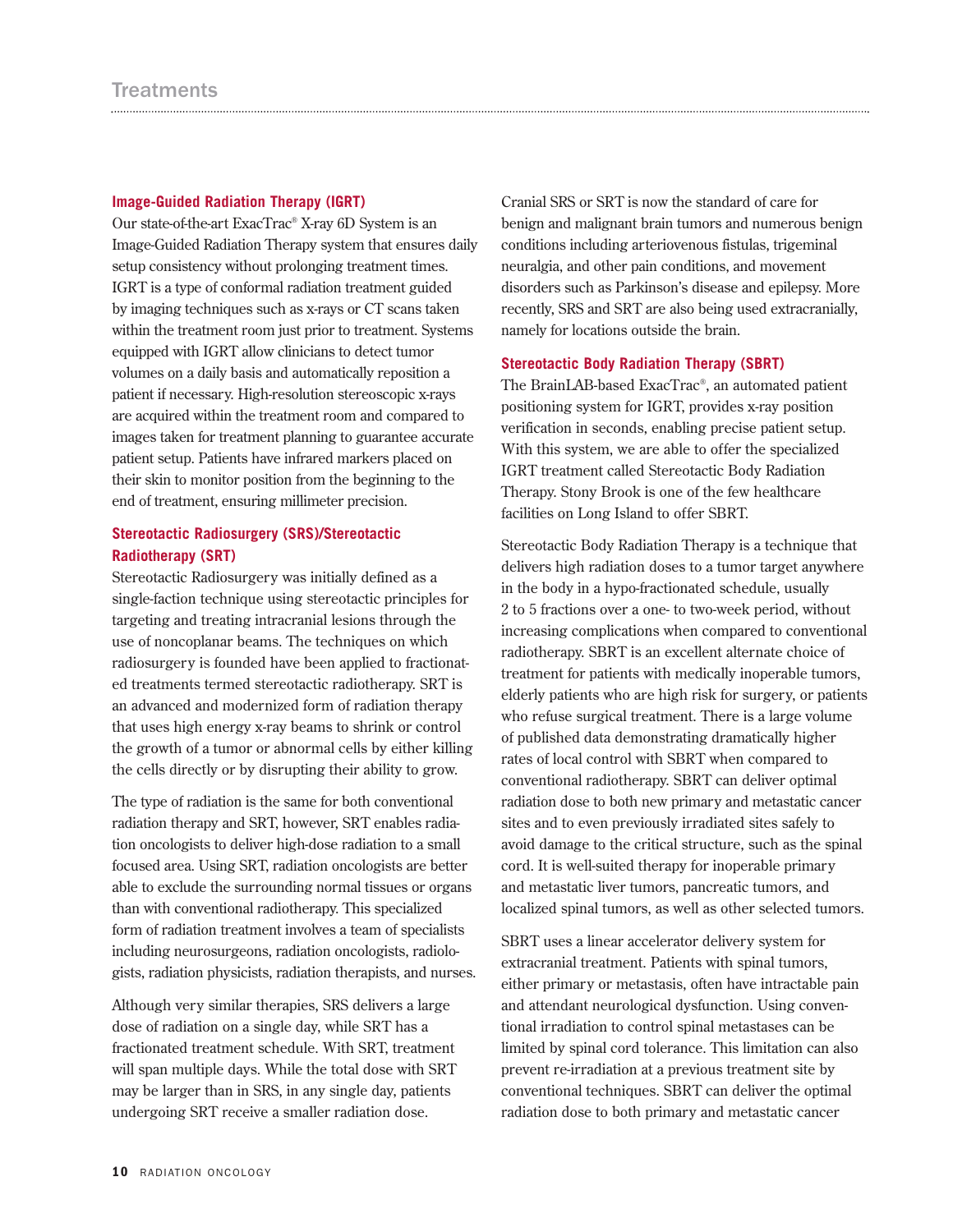# Treatments

### Image-Guided Radiation Therapy (IGRT)

Our state-of-the-art ExacTrac® X-ray 6D System is an Image-Guided Radiation Therapy system that ensures daily setup consistency without prolonging treatment times. IGRT is a type of conformal radiation treatment guided by imaging techniques such as x-rays or CT scans taken within the treatment room just prior to treatment. Systems equipped with IGRT allow clinicians to detect tumor volumes on a daily basis and automatically reposition a patient if necessary. High-resolution stereoscopic x-rays are acquired within the treatment room and compared to images taken for treatment planning to guarantee accurate patient setup. Patients have infrared markers placed on their skin to monitor position from the beginning to the end of treatment, ensuring millimeter precision.

### Stereotactic Radiosurgery (SRS)/Stereotactic Radiotherapy (SRT)

Stereotactic Radiosurgery was initially defined as a single-faction technique using stereotactic principles for targeting and treating intracranial lesions through the use of noncoplanar beams. The techniques on which radiosurgery is founded have been applied to fractionated treatments termed stereotactic radiotherapy. SRT is an advanced and modernized form of radiation therapy that uses high energy x-ray beams to shrink or control the growth of a tumor or abnormal cells by either killing the cells directly or by disrupting their ability to grow.

The type of radiation is the same for both conventional radiation therapy and SRT, however, SRT enables radiation oncologists to deliver high-dose radiation to a small focused area. Using SRT, radiation oncologists are better able to exclude the surrounding normal tissues or organs than with conventional radiotherapy. This specialized form of radiation treatment involves a team of specialists including neurosurgeons, radiation oncologists, radiologists, radiation physicists, radiation therapists, and nurses.

Although very similar therapies, SRS delivers a large dose of radiation on a single day, while SRT has a fractionated treatment schedule. With SRT, treatment will span multiple days. While the total dose with SRT may be larger than in SRS, in any single day, patients undergoing SRT receive a smaller radiation dose.

Cranial SRS or SRT is now the standard of care for benign and malignant brain tumors and numerous benign conditions including arteriovenous fistulas, trigeminal neuralgia, and other pain conditions, and movement disorders such as Parkinson's disease and epilepsy. More recently, SRS and SRT are also being used extracranially, namely for locations outside the brain.

### Stereotactic Body Radiation Therapy (SBRT)

The BrainLAB-based ExacTrac®, an automated patient positioning system for IGRT, provides x-ray position verification in seconds, enabling precise patient setup. With this system, we are able to offer the specialized IGRT treatment called Stereotactic Body Radiation Therapy. Stony Brook is one of the few healthcare facilities on Long Island to offer SBRT.

Stereotactic Body Radiation Therapy is a technique that delivers high radiation doses to a tumor target anywhere in the body in a hypo-fractionated schedule, usually 2 to 5 fractions over a one- to two-week period, without increasing complications when compared to conventional radiotherapy. SBRT is an excellent alternate choice of treatment for patients with medically inoperable tumors, elderly patients who are high risk for surgery, or patients who refuse surgical treatment. There is a large volume of published data demonstrating dramatically higher rates of local control with SBRT when compared to conventional radiotherapy. SBRT can deliver optimal radiation dose to both new primary and metastatic cancer sites and to even previously irradiated sites safely to avoid damage to the critical structure, such as the spinal cord. It is well-suited therapy for inoperable primary and metastatic liver tumors, pancreatic tumors, and localized spinal tumors, as well as other selected tumors.

SBRT uses a linear accelerator delivery system for extracranial treatment. Patients with spinal tumors, either primary or metastasis, often have intractable pain and attendant neurological dysfunction. Using conventional irradiation to control spinal metastases can be limited by spinal cord tolerance. This limitation can also prevent re-irradiation at a previous treatment site by conventional techniques. SBRT can deliver the optimal radiation dose to both primary and metastatic cancer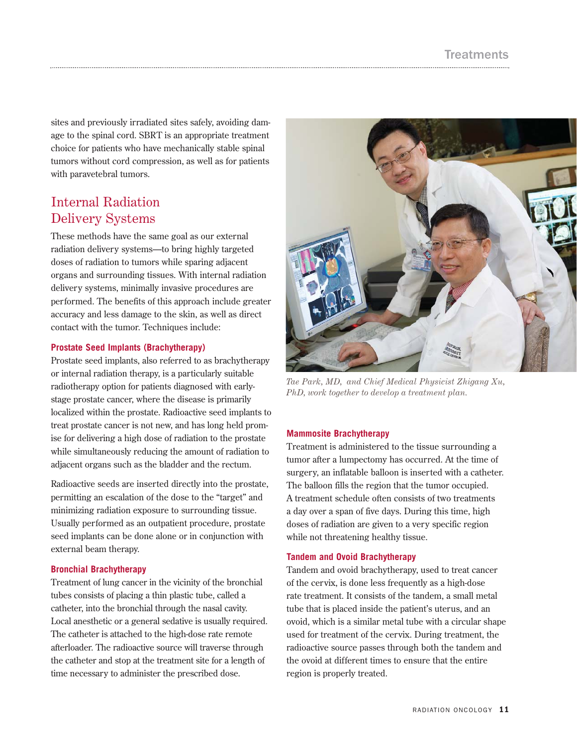sites and previously irradiated sites safely, avoiding damage to the spinal cord. SBRT is an appropriate treatment choice for patients who have mechanically stable spinal tumors without cord compression, as well as for patients with paravetebral tumors.

## Internal Radiation Delivery Systems

These methods have the same goal as our external radiation delivery systems—to bring highly targeted doses of radiation to tumors while sparing adjacent organs and surrounding tissues. With internal radiation delivery systems, minimally invasive procedures are performed. The benefits of this approach include greater accuracy and less damage to the skin, as well as direct contact with the tumor. Techniques include:

### Prostate Seed Implants (Brachytherapy)

Prostate seed implants, also referred to as brachytherapy or internal radiation therapy, is a particularly suitable radiotherapy option for patients diagnosed with early-stage prostate cancer, where the disease is primarily localized within the prostate. Radioactive seed implants to treat prostate cancer is not new, and has long held promise for delivering a high dose of radiation to the prostate while simultaneously reducing the amount of radiation to adjacent organs such as the bladder and the rectum.

Radioactive seeds are inserted directly into the prostate, permitting an escalation of the dose to the "target" and minimizing radiation exposure to surrounding tissue. Usually performed as an outpatient procedure, prostate seed implants can be done alone or in conjunction with external beam therapy.

### Bronchial Brachytherapy

Treatment of lung cancer in the vicinity of the bronchial tubes consists of placing a thin plastic tube, called a catheter, into the bronchial through the nasal cavity. Local anesthetic or a general sedative is usually required. The catheter is attached to the high-dose rate remote afterloader. The radioactive source will traverse through the catheter and stop at the treatment site for a length of time necessary to administer the prescribed dose.

*Tae Park, MD, and Chief Medical Physicist Zhigang Xu, PhD, work together to develop a treatment plan.*

### Mammosite Brachytherapy

Treatment is administered to the tissue surrounding a tumor after a lumpectomy has occurred. At the time of surgery, an inflatable balloon is inserted with a catheter. The balloon fills the region that the tumor occupied. A treatment schedule often consists of two treatments a day over a span of five days. During this time, high doses of radiation are given to a very specific region while not threatening healthy tissue.

### Tandem and Ovoid Brachytherapy

Tandem and ovoid brachytherapy, used to treat cancer of the cervix, is done less frequently as a high-dose rate treatment. It consists of the tandem, a small metal tube that is placed inside the patient's uterus, and an ovoid, which is a similar metal tube with a circular shape used for treatment of the cervix. During treatment, the radioactive source passes through both the tandem and the ovoid at different times to ensure that the entire region is properly treated.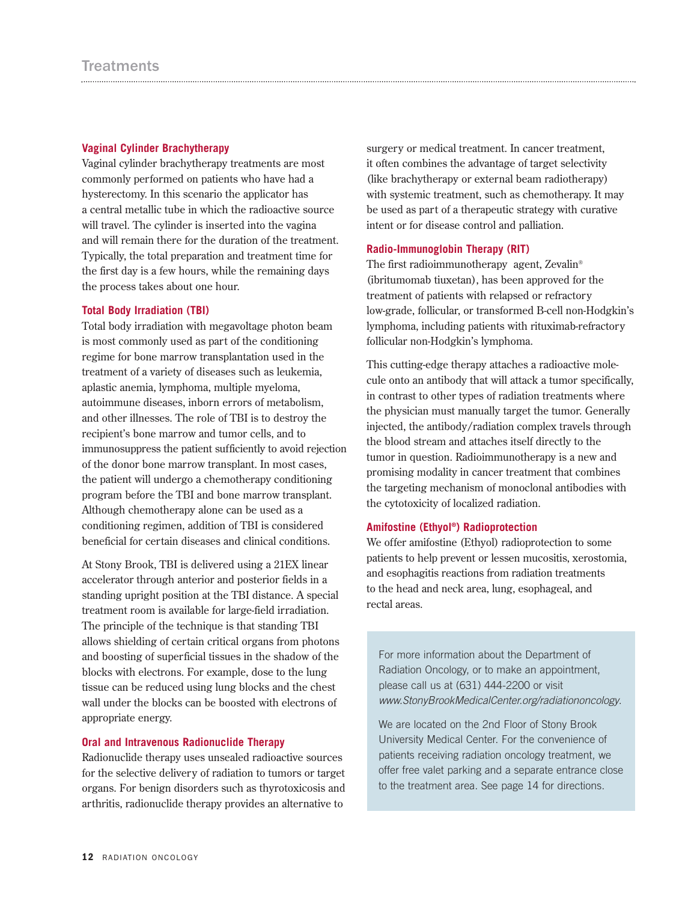# Treatments

### Vaginal Cylinder Brachytherapy

Vaginal cylinder brachytherapy treatments are most commonly performed on patients who have had a hysterectomy. In this scenario the applicator has a central metallic tube in which the radioactive source will travel. The cylinder is inserted into the vagina and will remain there for the duration of the treatment. Typically, the total preparation and treatment time for the first day is a few hours, while the remaining days the process takes about one hour.

### Total Body Irradiation (TBI)

Total body irradiation with megavoltage photon beam is most commonly used as part of the conditioning regime for bone marrow transplantation used in the treatment of a variety of diseases such as leukemia, aplastic anemia, lymphoma, multiple myeloma, autoimmune diseases, inborn errors of metabolism, and other illnesses. The role of TBI is to destroy the recipient's bone marrow and tumor cells, and to immunosuppress the patient sufficiently to avoid rejection of the donor bone marrow transplant. In most cases, the patient will undergo a chemotherapy conditioning program before the TBI and bone marrow transplant. Although chemotherapy alone can be used as a conditioning regimen, addition of TBI is considered beneficial for certain diseases and clinical conditions.

At Stony Brook, TBI is delivered using a 21EX linear accelerator through anterior and posterior fields in a standing upright position at the TBI distance. A special treatment room is available for large-field irradiation. The principle of the technique is that standing TBI allows shielding of certain critical organs from photons and boosting of superficial tissues in the shadow of the blocks with electrons. For example, dose to the lung tissue can be reduced using lung blocks and the chest wall under the blocks can be boosted with electrons of appropriate energy.

### Oral and Intravenous Radionuclide Therapy

Radionuclide therapy uses unsealed radioactive sources for the selective delivery of radiation to tumors or target organs. For benign disorders such as thyrotoxicosis and arthritis, radionuclide therapy provides an alternative to surgery or medical treatment. In cancer treatment, it often combines the advantage of target selectivity (like brachytherapy or external beam radiotherapy) with systemic treatment, such as chemotherapy. It may be used as part of a therapeutic strategy with curative intent or for disease control and palliation.

### Radio-Immunoglobin Therapy (RIT)

The first radioimmunotherapy agent, Zevalin® (ibritumomab tiuxetan), has been approved for the treatment of patients with relapsed or refractory low-grade, follicular, or transformed B-cell non-Hodgkin's lymphoma, including patients with rituximab-refractory follicular non-Hodgkin's lymphoma.

This cutting-edge therapy attaches a radioactive molecule onto an antibody that will attack a tumor specifically, in contrast to other types of radiation treatments where the physician must manually target the tumor. Generally injected, the antibody/radiation complex travels through the blood stream and attaches itself directly to the tumor in question. Radioimmunotherapy is a new and promising modality in cancer treatment that combines the targeting mechanism of monoclonal antibodies with the cytotoxicity of localized radiation.

### Amifostine (Ethyol®) Radioprotection

We offer amifostine (Ethyol) radioprotection to some patients to help prevent or lessen mucositis, xerostomia, and esophagitis reactions from radiation treatments to the head and neck area, lung, esophageal, and rectal areas.

For more information about the Department of Radiation Oncology, or to make an appointment, please call us at (631) 444-2200 or visit *www.StonyBrookMedicalCenter.org/radiationoncology.*

We are located on the 2nd Floor of Stony Brook University Medical Center. For the convenience of patients receiving radiation oncology treatment, we offer free valet parking and a separate entrance close to the treatment area. See page 14 for directions.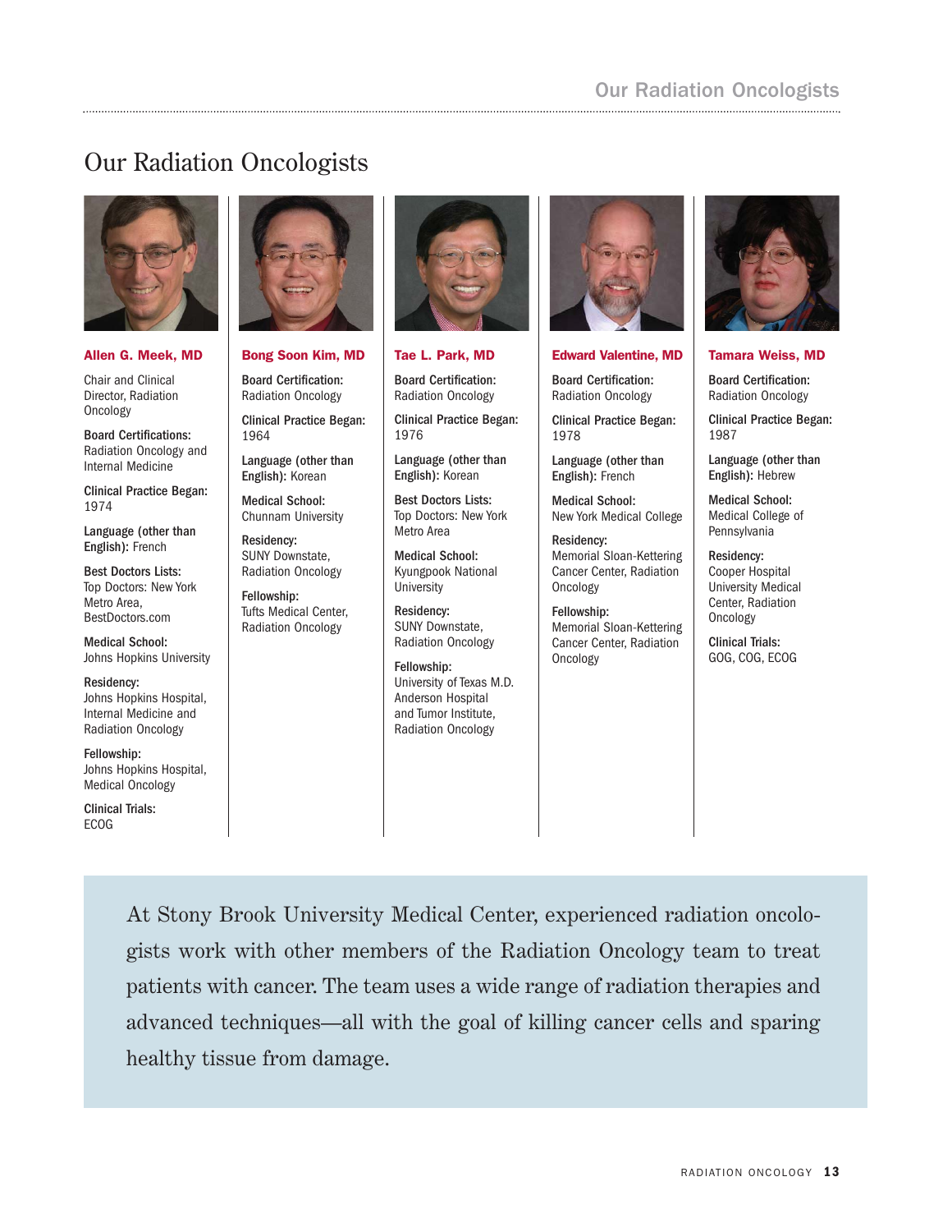# Our Radiation Oncologists

### Allen G. Meek, MD

Chair and Clinical Director, Radiation Oncology

**Board Certifications:**
Radiation Oncology and Internal Medicine

**Clinical Practice Began:**
1974

**Language (other than English):** French

**Best Doctors Lists:**
Top Doctors: New York Metro Area, BestDoctors.com

**Medical School:**
Johns Hopkins University

**Residency:**
Johns Hopkins Hospital, Internal Medicine and Radiation Oncology

**Fellowship:**
Johns Hopkins Hospital, Medical Oncology

**Clinical Trials:**
ECOG

### Bong Soon Kim, MD

**Board Certification:**
Radiation Oncology

**Clinical Practice Began:**
1964

**Language (other than English):** Korean

**Medical School:**
Chunnam University

**Residency:**
SUNY Downstate, Radiation Oncology

**Fellowship:**
Tufts Medical Center, Radiation Oncology

### Tae L. Park, MD

**Board Certification:**
Radiation Oncology

**Clinical Practice Began:**
1976

**Language (other than English):** Korean

**Best Doctors Lists:**
Top Doctors: New York Metro Area

**Medical School:**
Kyungpook National University

**Residency:**
SUNY Downstate, Radiation Oncology

**Fellowship:**
University of Texas M.D. Anderson Hospital and Tumor Institute, Radiation Oncology

### Edward Valentine, MD

**Board Certification:**
Radiation Oncology

**Clinical Practice Began:**
1978

**Language (other than English):** French

**Medical School:**
New York Medical College

**Residency:**
Memorial Sloan-Kettering Cancer Center, Radiation Oncology

**Fellowship:**
Memorial Sloan-Kettering Cancer Center, Radiation Oncology

### Tamara Weiss, MD

**Board Certification:**
Radiation Oncology

**Clinical Practice Began:**
1987

**Language (other than English):** Hebrew

**Medical School:**
Medical College of Pennsylvania

**Residency:**
Cooper Hospital University Medical Center, Radiation Oncology

**Clinical Trials:**
GOG, COG, ECOG

At Stony Brook University Medical Center, experienced radiation oncologists work with other members of the Radiation Oncology team to treat patients with cancer. The team uses a wide range of radiation therapies and advanced techniques—all with the goal of killing cancer cells and sparing healthy tissue from damage.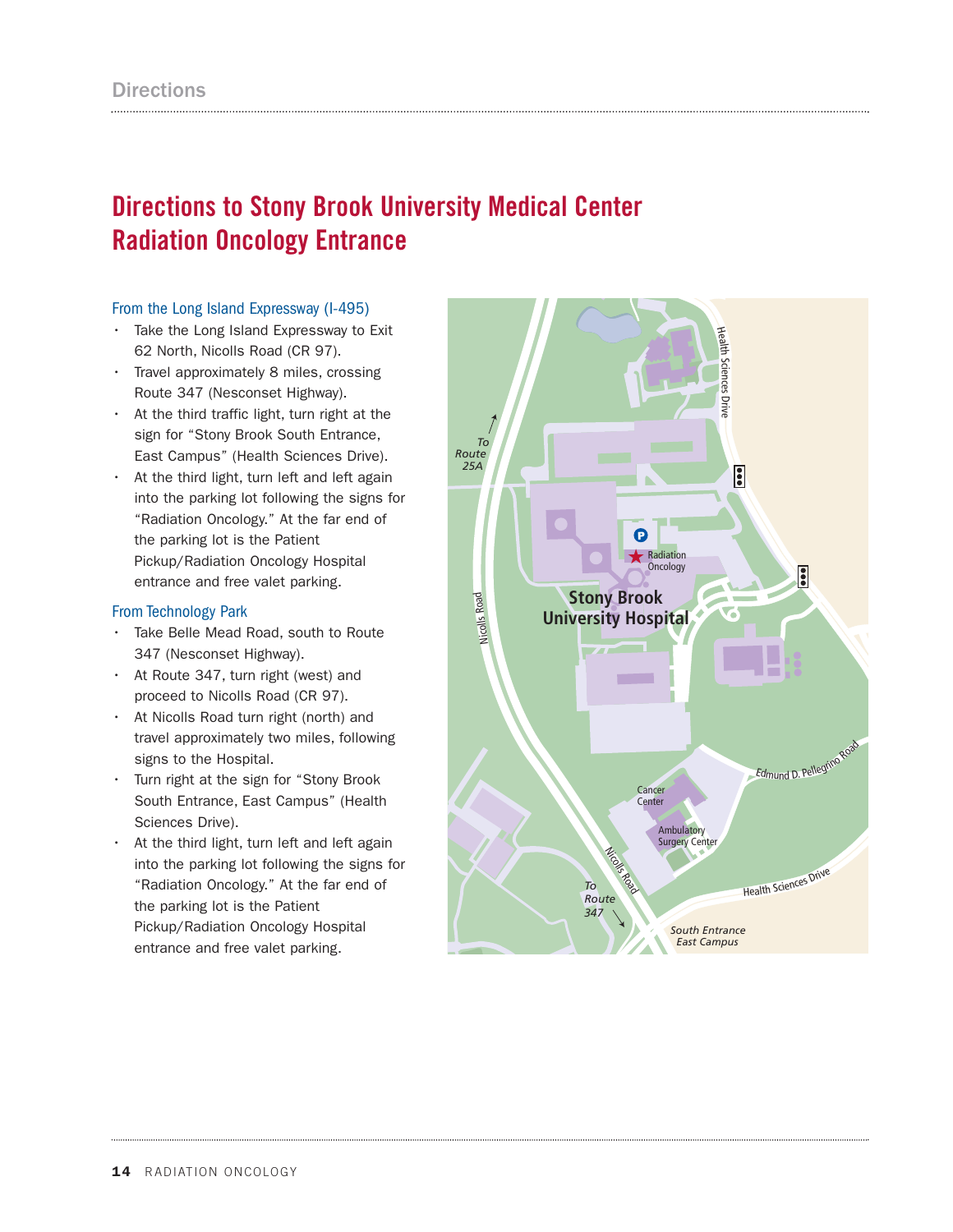# Directions to Stony Brook University Medical Center Radiation Oncology Entrance

## From the Long Island Expressway (I-495)

- Take the Long Island Expressway to Exit 62 North, Nicolls Road (CR 97).
- Travel approximately 8 miles, crossing Route 347 (Nesconset Highway).
- At the third traffic light, turn right at the sign for "Stony Brook South Entrance, East Campus" (Health Sciences Drive).
- At the third light, turn left and left again into the parking lot following the signs for "Radiation Oncology." At the far end of the parking lot is the Patient Pickup/Radiation Oncology Hospital entrance and free valet parking.

## From Technology Park

- Take Belle Mead Road, south to Route 347 (Nesconset Highway).
- At Route 347, turn right (west) and proceed to Nicolls Road (CR 97).
- At Nicolls Road turn right (north) and travel approximately two miles, following signs to the Hospital.
- Turn right at the sign for "Stony Brook South Entrance, East Campus" (Health Sciences Drive).
- At the third light, turn left and left again into the parking lot following the signs for "Radiation Oncology." At the far end of the parking lot is the Patient Pickup/Radiation Oncology Hospital entrance and free valet parking.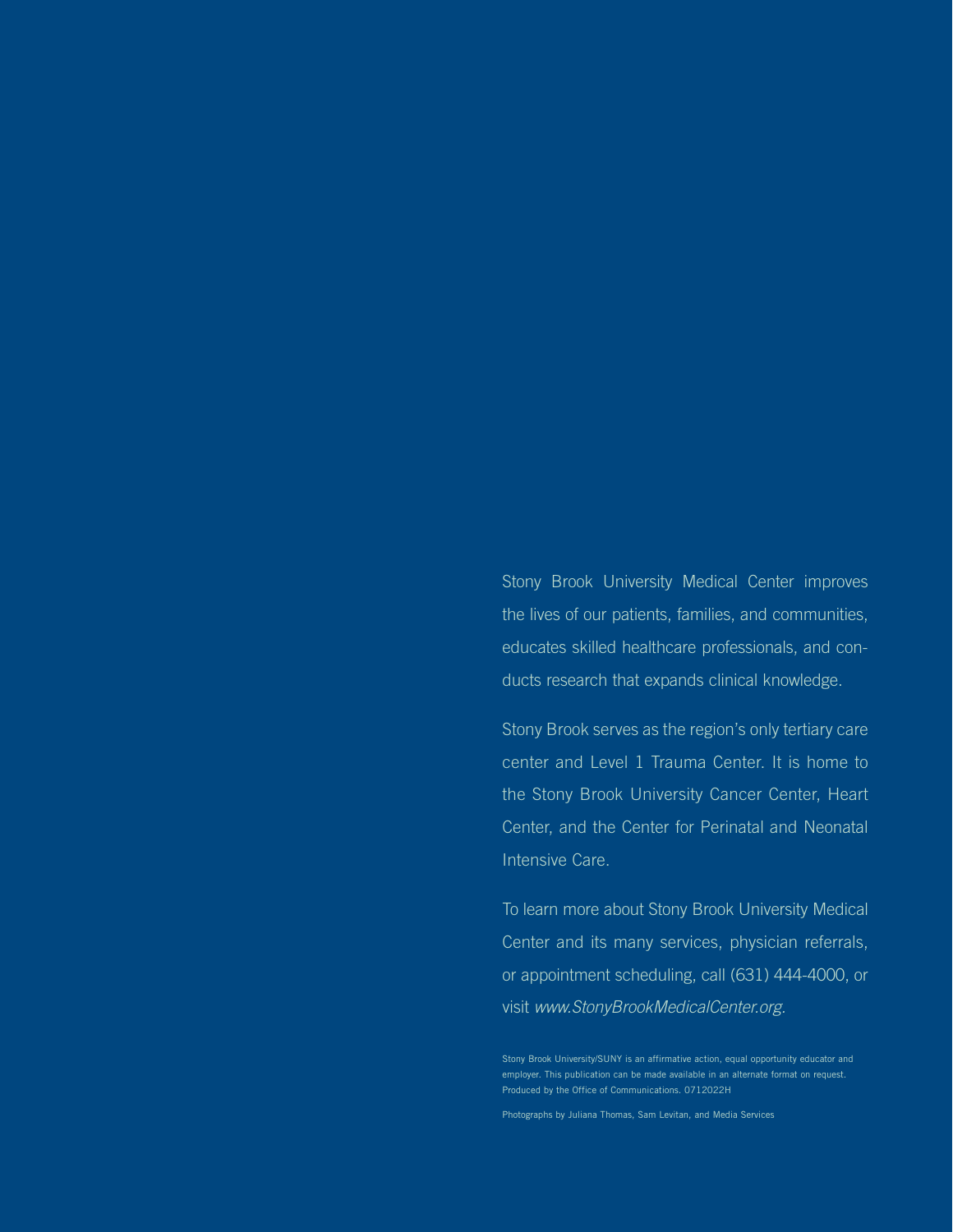Stony Brook University Medical Center improves the lives of our patients, families, and communities, educates skilled healthcare professionals, and conducts research that expands clinical knowledge.

Stony Brook serves as the region's only tertiary care center and Level 1 Trauma Center. It is home to the Stony Brook University Cancer Center, Heart Center, and the Center for Perinatal and Neonatal Intensive Care.

To learn more about Stony Brook University Medical Center and its many services, physician referrals, or appointment scheduling, call (631) 444-4000, or visit *www.StonyBrookMedicalCenter.org.*

Stony Brook University/SUNY is an affirmative action, equal opportunity educator and employer. This publication can be made available in an alternate format on request. Produced by the Office of Communications. 0712022H

Photographs by Juliana Thomas, Sam Levitan, and Media Services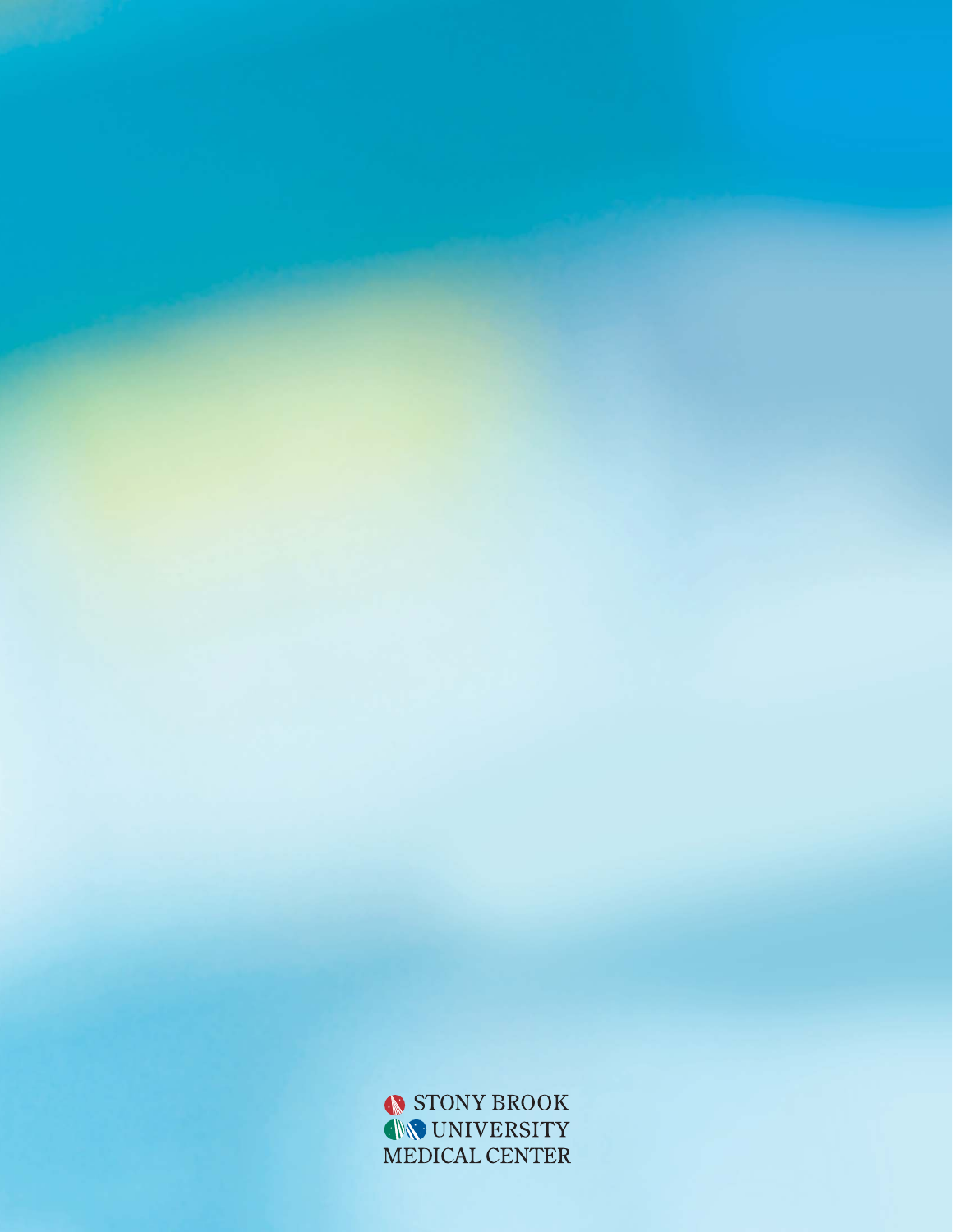STONY BROOK
UNIVERSITY
MEDICAL CENTER